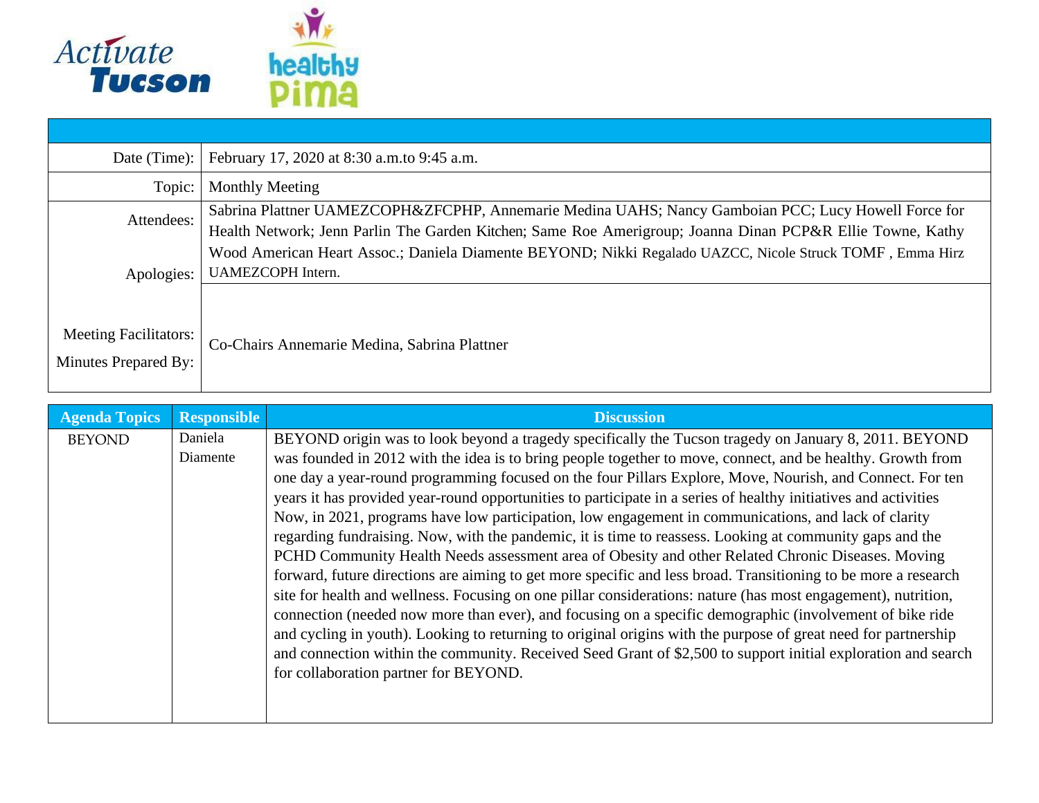Activate Tucson

healthy Pima

| | |
|---|---|
| Date (Time): | February 17, 2020 at 8:30 a.m.to 9:45 a.m. |
| Topic: | Monthly Meeting |
| Attendees:<br><br>Apologies: | Sabrina Plattner UAMEZCOPH&ZFCPHP, Annemarie Medina UAHS; Nancy Gamboian PCC; Lucy Howell Force for Health Network; Jenn Parlin The Garden Kitchen; Same Roe Amerigroup; Joanna Dinan PCP&R Ellie Towne, Kathy Wood American Heart Assoc.; Daniela Diamente BEYOND; Nikki Regalado UAZCC, Nicole Struck TOMF , Emma Hirz UAMEZCOPH Intern. |
| Meeting Facilitators:<br>Minutes Prepared By: | Co-Chairs Annemarie Medina, Sabrina Plattner |

| Agenda Topics | Responsible | Discussion |
|---|---|---|
| BEYOND | Daniela Diamente | BEYOND origin was to look beyond a tragedy specifically the Tucson tragedy on January 8, 2011. BEYOND was founded in 2012 with the idea is to bring people together to move, connect, and be healthy. Growth from one day a year-round programming focused on the four Pillars Explore, Move, Nourish, and Connect. For ten years it has provided year-round opportunities to participate in a series of healthy initiatives and activities Now, in 2021, programs have low participation, low engagement in communications, and lack of clarity regarding fundraising. Now, with the pandemic, it is time to reassess. Looking at community gaps and the PCHD Community Health Needs assessment area of Obesity and other Related Chronic Diseases. Moving forward, future directions are aiming to get more specific and less broad. Transitioning to be more a research site for health and wellness. Focusing on one pillar considerations: nature (has most engagement), nutrition, connection (needed now more than ever), and focusing on a specific demographic (involvement of bike ride and cycling in youth). Looking to returning to original origins with the purpose of great need for partnership and connection within the community. Received Seed Grant of $2,500 to support initial exploration and search for collaboration partner for BEYOND. |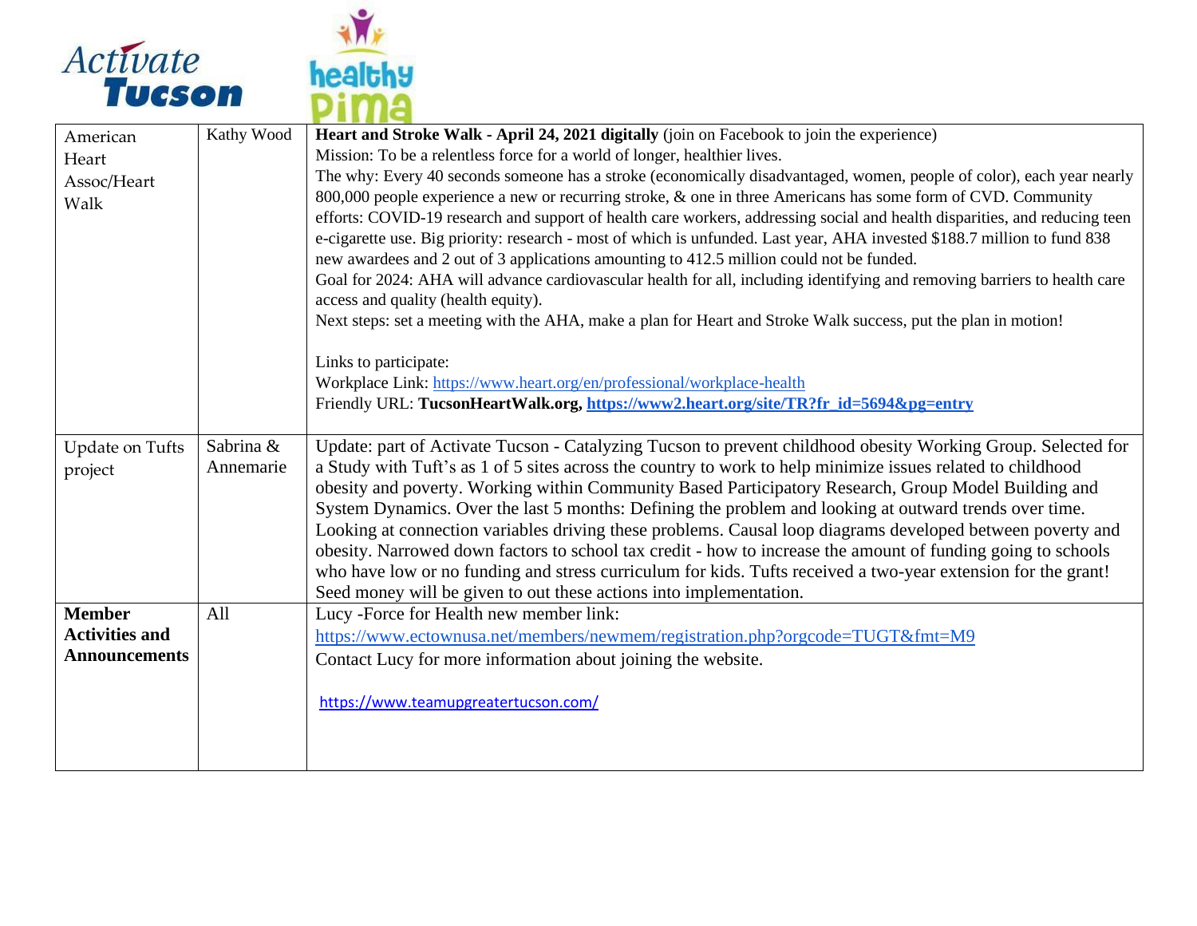| American Heart Assoc/Heart Walk | Kathy Wood | **Heart and Stroke Walk - April 24, 2021 digitally** (join on Facebook to join the experience)<br>Mission: To be a relentless force for a world of longer, healthier lives.<br>The why: Every 40 seconds someone has a stroke (economically disadvantaged, women, people of color), each year nearly 800,000 people experience a new or recurring stroke, & one in three Americans has some form of CVD. Community efforts: COVID-19 research and support of health care workers, addressing social and health disparities, and reducing teen e-cigarette use. Big priority: research - most of which is unfunded. Last year, AHA invested $188.7 million to fund 838 new awardees and 2 out of 3 applications amounting to 412.5 million could not be funded.<br>Goal for 2024: AHA will advance cardiovascular health for all, including identifying and removing barriers to health care access and quality (health equity).<br>Next steps: set a meeting with the AHA, make a plan for Heart and Stroke Walk success, put the plan in motion!<br><br>Links to participate:<br>Workplace Link: https://www.heart.org/en/professional/workplace-health<br>Friendly URL: **TucsonHeartWalk.org, https://www2.heart.org/site/TR?fr_id=5694&pg=entry** |
|---|---|---|
| Update on Tufts project | Sabrina & Annemarie | Update: part of Activate Tucson - Catalyzing Tucson to prevent childhood obesity Working Group. Selected for a Study with Tuft's as 1 of 5 sites across the country to work to help minimize issues related to childhood obesity and poverty. Working within Community Based Participatory Research, Group Model Building and System Dynamics. Over the last 5 months: Defining the problem and looking at outward trends over time. Looking at connection variables driving these problems. Causal loop diagrams developed between poverty and obesity. Narrowed down factors to school tax credit - how to increase the amount of funding going to schools who have low or no funding and stress curriculum for kids. Tufts received a two-year extension for the grant! Seed money will be given to out these actions into implementation. |
| **Member Activities and Announcements** | All | Lucy -Force for Health new member link:<br>https://www.ectownusa.net/members/newmem/registration.php?orgcode=TUGT&fmt=M9<br>Contact Lucy for more information about joining the website.<br><br>https://www.teamupgreatertucson.com/ |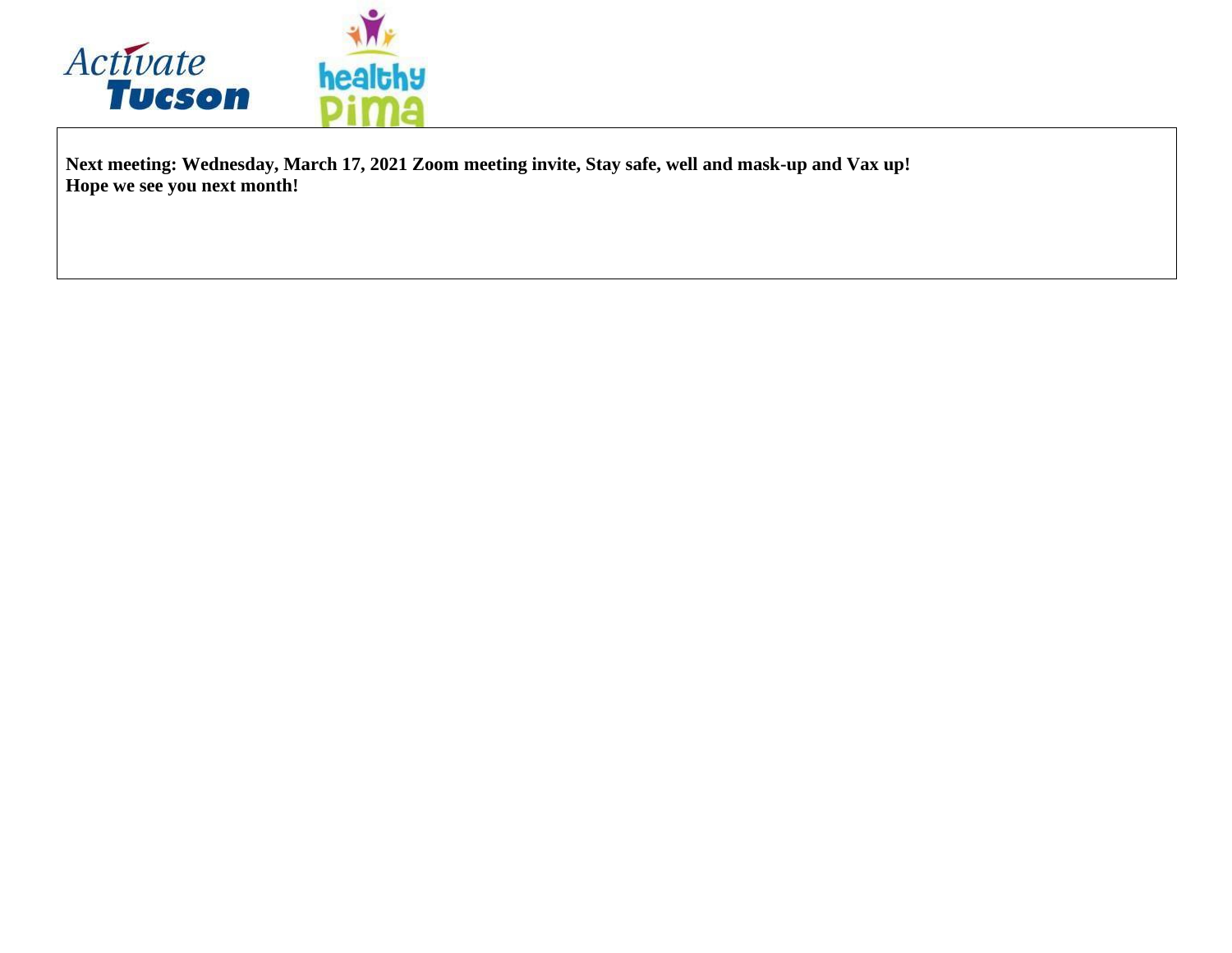**Next meeting: Wednesday, March 17, 2021 Zoom meeting invite, Stay safe, well and mask-up and Vax up!**
**Hope we see you next month!**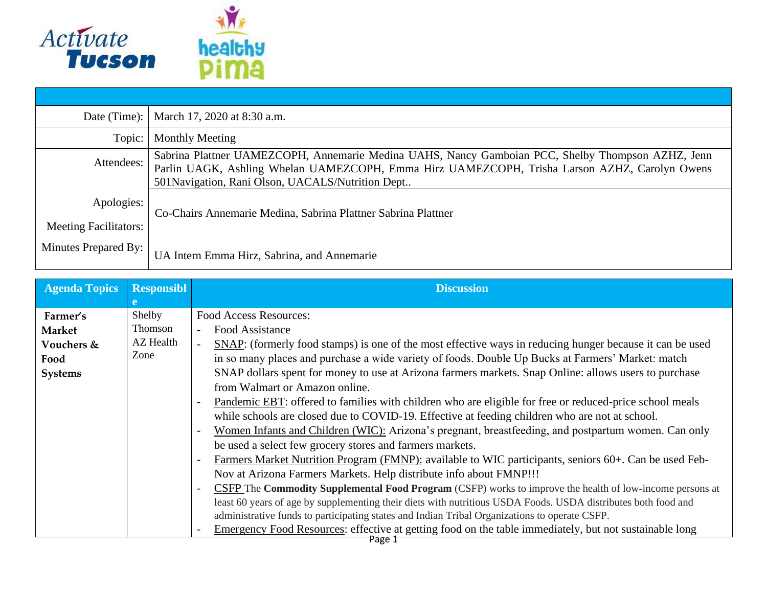Activate Tucson | healthy Pima

| | |
|---|---|
| Date (Time): | March 17, 2020 at 8:30 a.m. |
| Topic: | Monthly Meeting |
| Attendees: | Sabrina Plattner UAMEZCOPH, Annemarie Medina UAHS, Nancy Gamboian PCC, Shelby Thompson AZHZ, Jenn Parlin UAGK, Ashling Whelan UAMEZCOPH, Emma Hirz UAMEZCOPH, Trisha Larson AZHZ, Carolyn Owens 501Navigation, Rani Olson, UACALS/Nutrition Dept.. |
| Apologies: | |
| Meeting Facilitators: | Co-Chairs Annemarie Medina, Sabrina Plattner Sabrina Plattner |
| Minutes Prepared By: | UA Intern Emma Hirz, Sabrina, and Annemarie |

| Agenda Topics | Responsible | Discussion |
|---|---|---|
| **Farmer's Market Vouchers & Food Systems** | Shelby Thomson AZ Health Zone | Food Access Resources:<br>- Food Assistance<br>- SNAP: (formerly food stamps) is one of the most effective ways in reducing hunger because it can be used in so many places and purchase a wide variety of foods. Double Up Bucks at Farmers' Market: match SNAP dollars spent for money to use at Arizona farmers markets. Snap Online: allows users to purchase from Walmart or Amazon online.<br>- Pandemic EBT: offered to families with children who are eligible for free or reduced-price school meals while schools are closed due to COVID-19. Effective at feeding children who are not at school.<br>- Women Infants and Children (WIC): Arizona's pregnant, breastfeeding, and postpartum women. Can only be used a select few grocery stores and farmers markets.<br>- Farmers Market Nutrition Program (FMNP): available to WIC participants, seniors 60+. Can be used Feb-Nov at Arizona Farmers Markets. Help distribute info about FMNP!!!<br>- CSFP The **Commodity Supplemental Food Program** (CSFP) works to improve the health of low-income persons at least 60 years of age by supplementing their diets with nutritious USDA Foods. USDA distributes both food and administrative funds to participating states and Indian Tribal Organizations to operate CSFP.<br>- Emergency Food Resources: effective at getting food on the table immediately, but not sustainable long |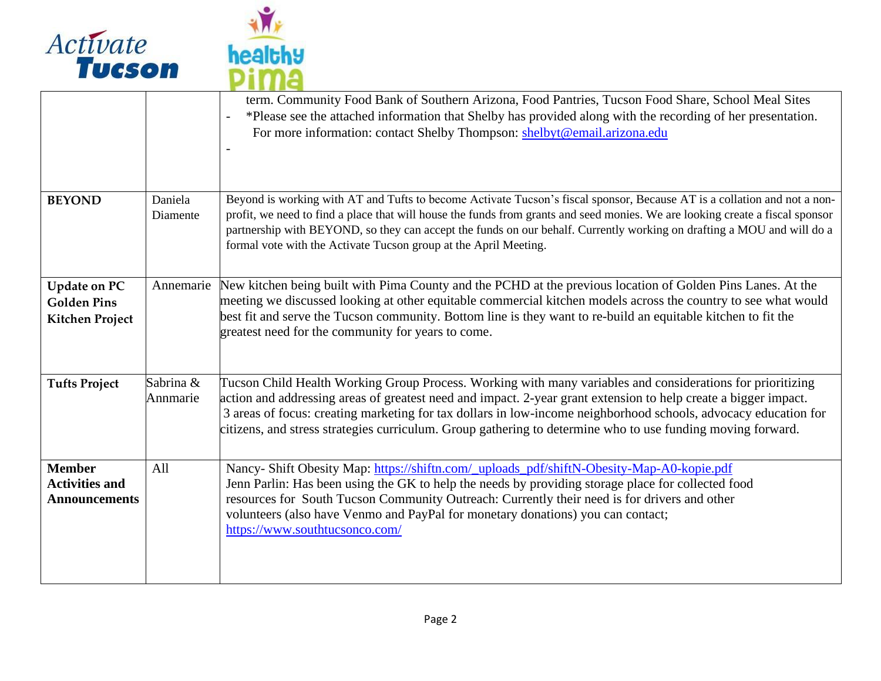| | | |
|---|---|---|
| | | term. Community Food Bank of Southern Arizona, Food Pantries, Tucson Food Share, School Meal Sites<br>- *Please see the attached information that Shelby has provided along with the recording of her presentation. For more information: contact Shelby Thompson: shelbyt@email.arizona.edu<br>- |
| **BEYOND** | Daniela Diamente | Beyond is working with AT and Tufts to become Activate Tucson's fiscal sponsor, Because AT is a collation and not a non-profit, we need to find a place that will house the funds from grants and seed monies. We are looking create a fiscal sponsor partnership with BEYOND, so they can accept the funds on our behalf. Currently working on drafting a MOU and will do a formal vote with the Activate Tucson group at the April Meeting. |
| **Update on PC Golden Pins Kitchen Project** | Annemarie | New kitchen being built with Pima County and the PCHD at the previous location of Golden Pins Lanes. At the meeting we discussed looking at other equitable commercial kitchen models across the country to see what would best fit and serve the Tucson community. Bottom line is they want to re-build an equitable kitchen to fit the greatest need for the community for years to come. |
| **Tufts Project** | Sabrina & Annmarie | Tucson Child Health Working Group Process. Working with many variables and considerations for prioritizing action and addressing areas of greatest need and impact. 2-year grant extension to help create a bigger impact. 3 areas of focus: creating marketing for tax dollars in low-income neighborhood schools, advocacy education for citizens, and stress strategies curriculum. Group gathering to determine who to use funding moving forward. |
| **Member Activities and Announcements** | All | Nancy- Shift Obesity Map: https://shiftn.com/_uploads_pdf/shiftN-Obesity-Map-A0-kopie.pdf<br>Jenn Parlin: Has been using the GK to help the needs by providing storage place for collected food resources for South Tucson Community Outreach: Currently their need is for drivers and other volunteers (also have Venmo and PayPal for monetary donations) you can contact; https://www.southtucsonco.com/ |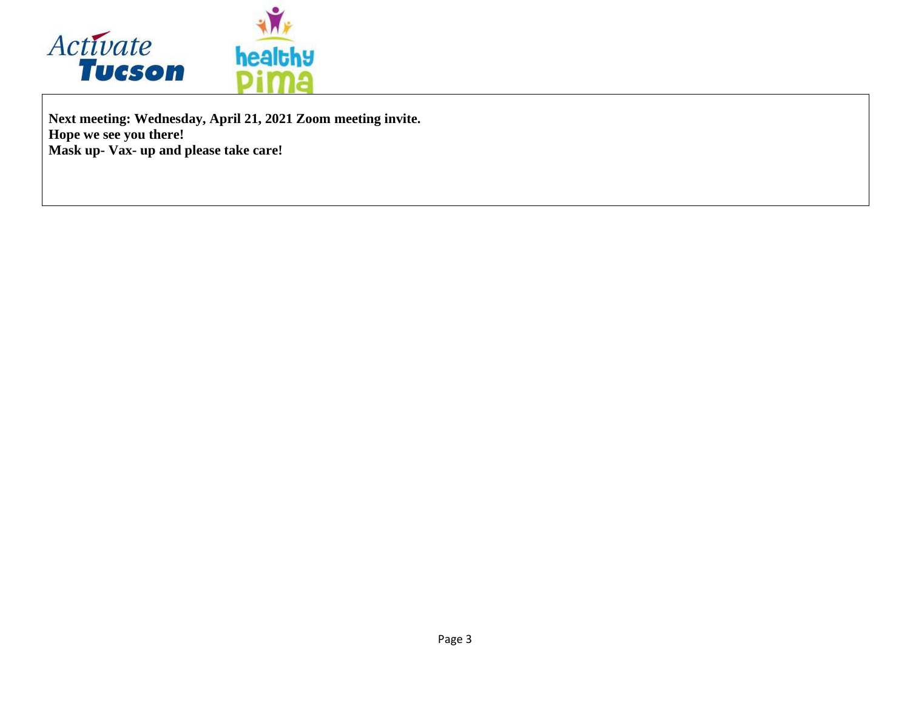**Next meeting: Wednesday, April 21, 2021 Zoom meeting invite.**
**Hope we see you there!**
**Mask up- Vax- up and please take care!**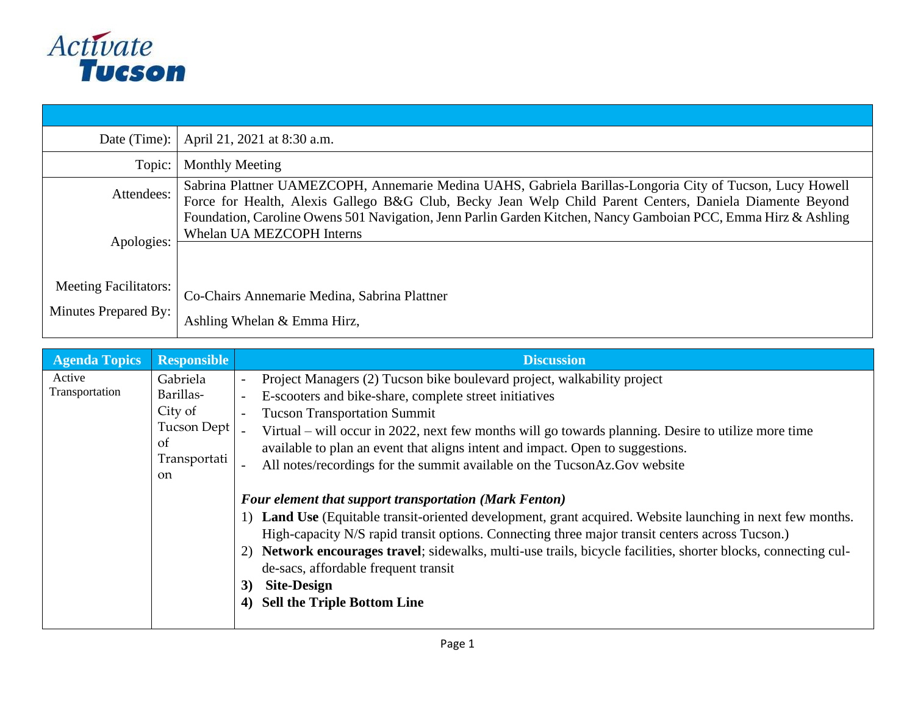Activate Tucson

| | |
|---|---|
| Date (Time): | April 21, 2021 at 8:30 a.m. |
| Topic: | Monthly Meeting |
| Attendees: | Sabrina Plattner UAMEZCOPH, Annemarie Medina UAHS, Gabriela Barillas-Longoria City of Tucson, Lucy Howell Force for Health, Alexis Gallego B&G Club, Becky Jean Welp Child Parent Centers, Daniela Diamente Beyond Foundation, Caroline Owens 501 Navigation, Jenn Parlin Garden Kitchen, Nancy Gamboian PCC, Emma Hirz & Ashling Whelan UA MEZCOPH Interns |
| Apologies: | |
| Meeting Facilitators: | Co-Chairs Annemarie Medina, Sabrina Plattner |
| Minutes Prepared By: | Ashling Whelan & Emma Hirz, |

| Agenda Topics | Responsible | Discussion |
|---|---|---|
| Active Transportation | Gabriela Barillas- City of Tucson Dept of Transportation | - Project Managers (2) Tucson bike boulevard project, walkability project<br>- E-scooters and bike-share, complete street initiatives<br>- Tucson Transportation Summit<br>- Virtual – will occur in 2022, next few months will go towards planning. Desire to utilize more time available to plan an event that aligns intent and impact. Open to suggestions.<br>- All notes/recordings for the summit available on the TucsonAz.Gov website<br><br>***Four element that support transportation (Mark Fenton)***<br>1) **Land Use** (Equitable transit-oriented development, grant acquired. Website launching in next few months. High-capacity N/S rapid transit options. Connecting three major transit centers across Tucson.)<br>2) **Network encourages travel**; sidewalks, multi-use trails, bicycle facilities, shorter blocks, connecting cul-de-sacs, affordable frequent transit<br>**3) Site-Design**<br>**4) Sell the Triple Bottom Line** |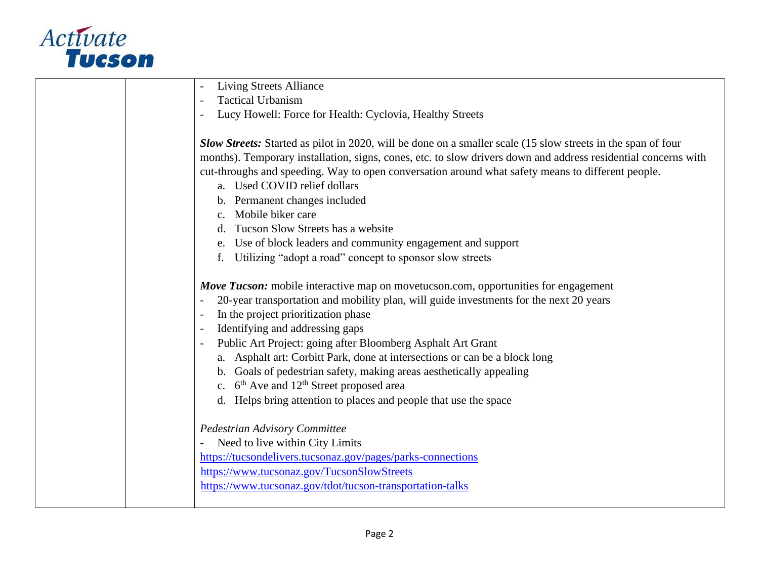| | | - Living Streets Alliance<br>- Tactical Urbanism<br>- Lucy Howell: Force for Health: Cyclovia, Healthy Streets<br><br>***Slow Streets:*** Started as pilot in 2020, will be done on a smaller scale (15 slow streets in the span of four months). Temporary installation, signs, cones, etc. to slow drivers down and address residential concerns with cut-throughs and speeding. Way to open conversation around what safety means to different people.<br>a. Used COVID relief dollars<br>b. Permanent changes included<br>c. Mobile biker care<br>d. Tucson Slow Streets has a website<br>e. Use of block leaders and community engagement and support<br>f. Utilizing "adopt a road" concept to sponsor slow streets<br><br>***Move Tucson:*** mobile interactive map on movetucson.com, opportunities for engagement<br>- 20-year transportation and mobility plan, will guide investments for the next 20 years<br>- In the project prioritization phase<br>- Identifying and addressing gaps<br>- Public Art Project: going after Bloomberg Asphalt Art Grant<br>a. Asphalt art: Corbitt Park, done at intersections or can be a block long<br>b. Goals of pedestrian safety, making areas aesthetically appealing<br>c. 6th Ave and 12th Street proposed area<br>d. Helps bring attention to places and people that use the space<br><br>*Pedestrian Advisory Committee*<br>- Need to live within City Limits<br>https://tucsondelivers.tucsonaz.gov/pages/parks-connections<br>https://www.tucsonaz.gov/TucsonSlowStreets<br>https://www.tucsonaz.gov/tdot/tucson-transportation-talks |
|---|---|---|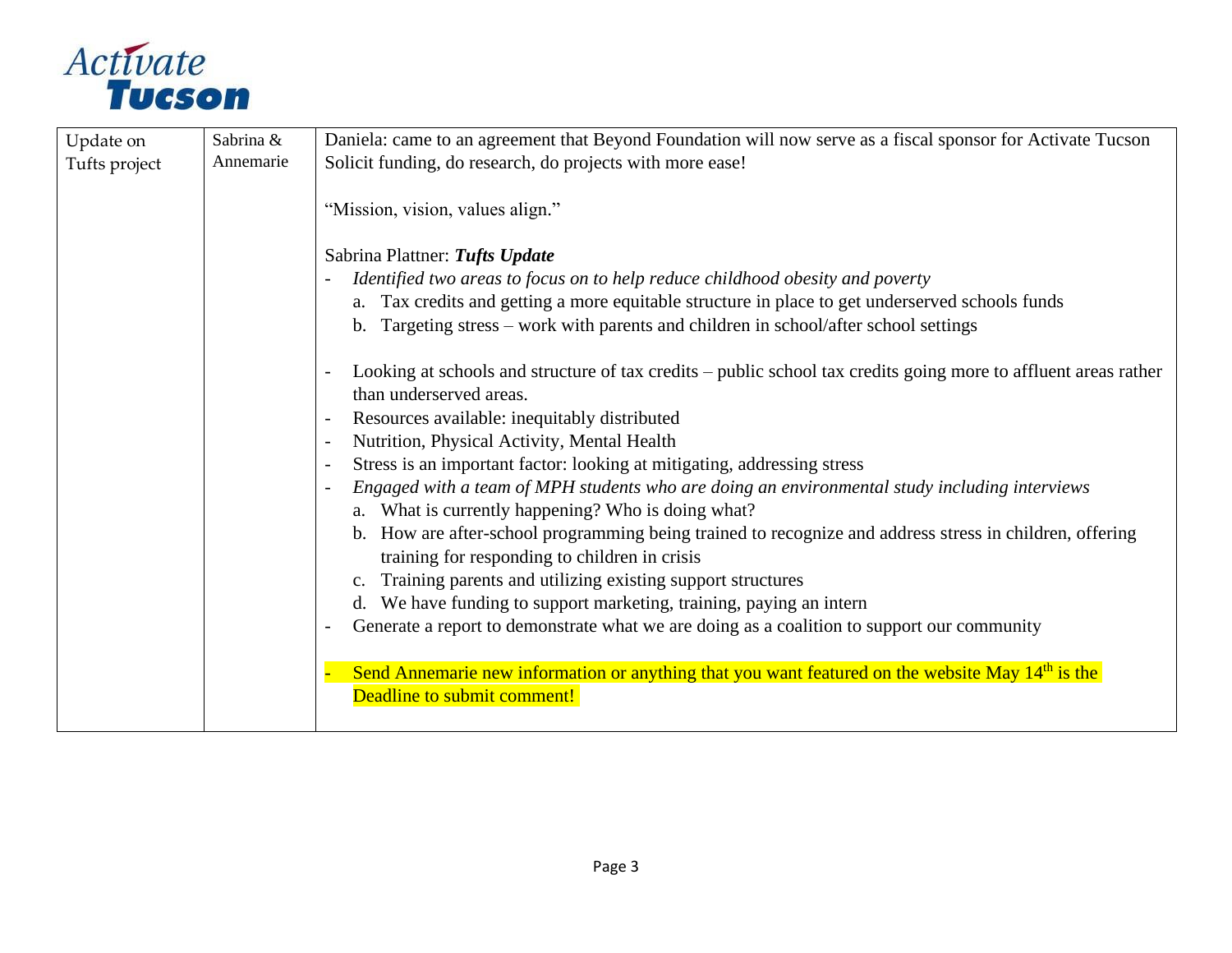Activate Tucson

| Update on Tufts project | Sabrina & Annemarie | Daniela: came to an agreement that Beyond Foundation will now serve as a fiscal sponsor for Activate Tucson Solicit funding, do research, do projects with more ease!<br><br>"Mission, vision, values align."<br><br>Sabrina Plattner: ***Tufts Update***<br>- *Identified two areas to focus on to help reduce childhood obesity and poverty*<br>  a. Tax credits and getting a more equitable structure in place to get underserved schools funds<br>  b. Targeting stress – work with parents and children in school/after school settings<br><br>- Looking at schools and structure of tax credits – public school tax credits going more to affluent areas rather than underserved areas.<br>- Resources available: inequitably distributed<br>- Nutrition, Physical Activity, Mental Health<br>- Stress is an important factor: looking at mitigating, addressing stress<br>- *Engaged with a team of MPH students who are doing an environmental study including interviews*<br>  a. What is currently happening? Who is doing what?<br>  b. How are after-school programming being trained to recognize and address stress in children, offering training for responding to children in crisis<br>  c. Training parents and utilizing existing support structures<br>  d. We have funding to support marketing, training, paying an intern<br>- Generate a report to demonstrate what we are doing as a coalition to support our community<br><br>- Send Annemarie new information or anything that you want featured on the website May 14th is the Deadline to submit comment! |
|---|---|---|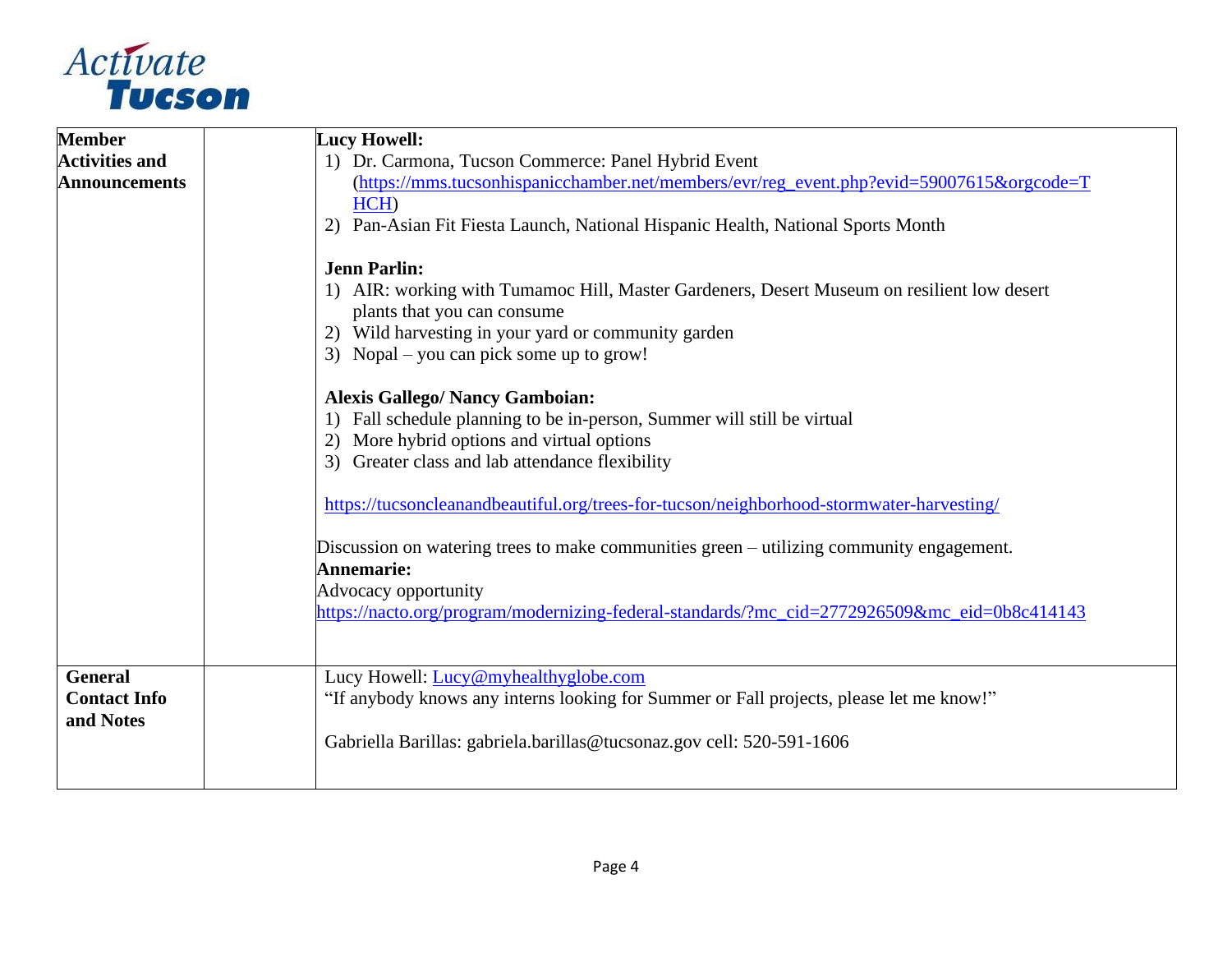| | | |
|---|---|---|
| **Member Activities and Announcements** | | **Lucy Howell:**<br>1) Dr. Carmona, Tucson Commerce: Panel Hybrid Event (https://mms.tucsonhispanicchamber.net/members/evr/reg_event.php?evid=59007615&orgcode=THCH)<br>2) Pan-Asian Fit Fiesta Launch, National Hispanic Health, National Sports Month<br><br>**Jenn Parlin:**<br>1) AIR: working with Tumamoc Hill, Master Gardeners, Desert Museum on resilient low desert plants that you can consume<br>2) Wild harvesting in your yard or community garden<br>3) Nopal – you can pick some up to grow!<br><br>**Alexis Gallego/ Nancy Gamboian:**<br>1) Fall schedule planning to be in-person, Summer will still be virtual<br>2) More hybrid options and virtual options<br>3) Greater class and lab attendance flexibility<br><br>https://tucsoncleanandbeautiful.org/trees-for-tucson/neighborhood-stormwater-harvesting/<br><br>Discussion on watering trees to make communities green – utilizing community engagement.<br>**Annemarie:**<br>Advocacy opportunity<br>https://nacto.org/program/modernizing-federal-standards/?mc_cid=2772926509&mc_eid=0b8c414143 |
| **General Contact Info and Notes** | | Lucy Howell: Lucy@myhealthyglobe.com<br>"If anybody knows any interns looking for Summer or Fall projects, please let me know!"<br><br>Gabriella Barillas: gabriela.barillas@tucsonaz.gov cell: 520-591-1606 |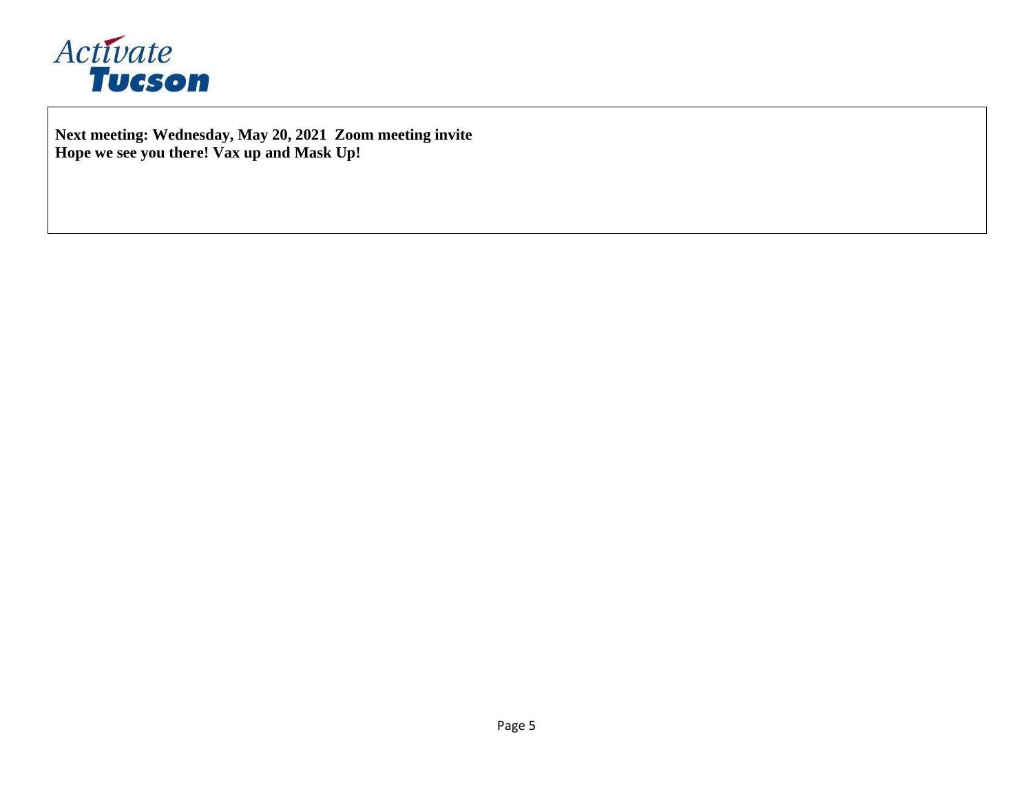**Next meeting: Wednesday, May 20, 2021 Zoom meeting invite**
**Hope we see you there! Vax up and Mask Up!**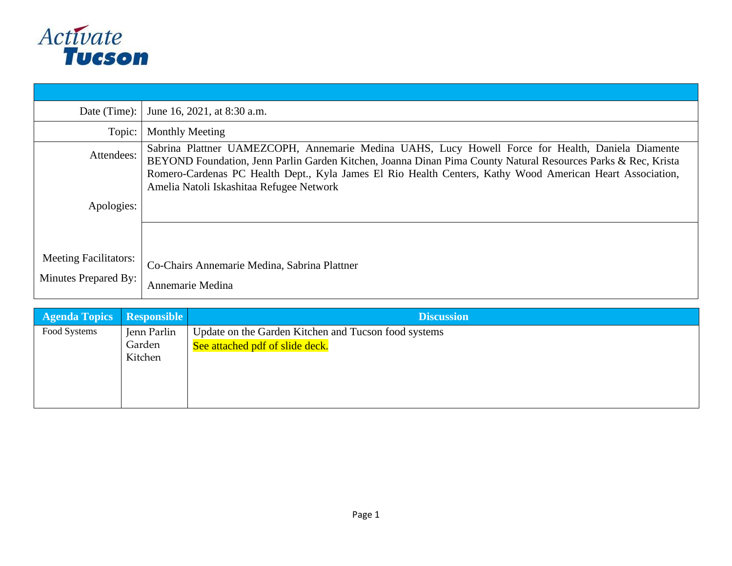Activate Tucson

| | |
|---|---|
| Date (Time): | June 16, 2021, at 8:30 a.m. |
| Topic: | Monthly Meeting |
| Attendees: | Sabrina Plattner UAMEZCOPH, Annemarie Medina UAHS, Lucy Howell Force for Health, Daniela Diamente BEYOND Foundation, Jenn Parlin Garden Kitchen, Joanna Dinan Pima County Natural Resources Parks & Rec, Krista Romero-Cardenas PC Health Dept., Kyla James El Rio Health Centers, Kathy Wood American Heart Association, Amelia Natoli Iskashitaa Refugee Network |
| Apologies: | |
| Meeting Facilitators: | Co-Chairs Annemarie Medina, Sabrina Plattner |
| Minutes Prepared By: | Annemarie Medina |

| Agenda Topics | Responsible | Discussion |
|---|---|---|
| Food Systems | Jenn Parlin Garden Kitchen | Update on the Garden Kitchen and Tucson food systems<br>See attached pdf of slide deck. |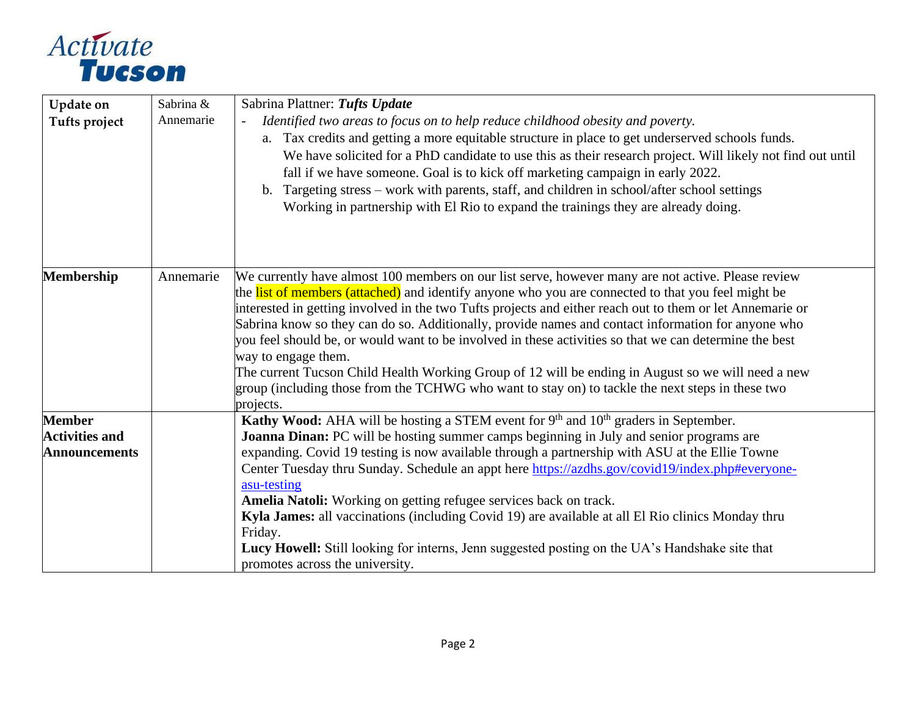| Update on Tufts project | Sabrina & Annemarie | Sabrina Plattner: ***Tufts Update***<br>- *Identified two areas to focus on to help reduce childhood obesity and poverty.*<br>a. Tax credits and getting a more equitable structure in place to get underserved schools funds. We have solicited for a PhD candidate to use this as their research project. Will likely not find out until fall if we have someone. Goal is to kick off marketing campaign in early 2022.<br>b. Targeting stress – work with parents, staff, and children in school/after school settings Working in partnership with El Rio to expand the trainings they are already doing. |
|---|---|---|
| **Membership** | Annemarie | We currently have almost 100 members on our list serve, however many are not active. Please review the list of members (attached) and identify anyone who you are connected to that you feel might be interested in getting involved in the two Tufts projects and either reach out to them or let Annemarie or Sabrina know so they can do so. Additionally, provide names and contact information for anyone who you feel should be, or would want to be involved in these activities so that we can determine the best way to engage them.<br>The current Tucson Child Health Working Group of 12 will be ending in August so we will need a new group (including those from the TCHWG who want to stay on) to tackle the next steps in these two projects. |
| **Member Activities and Announcements** | | **Kathy Wood:** AHA will be hosting a STEM event for 9th and 10th graders in September.<br>**Joanna Dinan:** PC will be hosting summer camps beginning in July and senior programs are expanding. Covid 19 testing is now available through a partnership with ASU at the Ellie Towne Center Tuesday thru Sunday. Schedule an appt here https://azdhs.gov/covid19/index.php#everyone-asu-testing<br>**Amelia Natoli:** Working on getting refugee services back on track.<br>**Kyla James:** all vaccinations (including Covid 19) are available at all El Rio clinics Monday thru Friday.<br>**Lucy Howell:** Still looking for interns, Jenn suggested posting on the UA's Handshake site that promotes across the university. |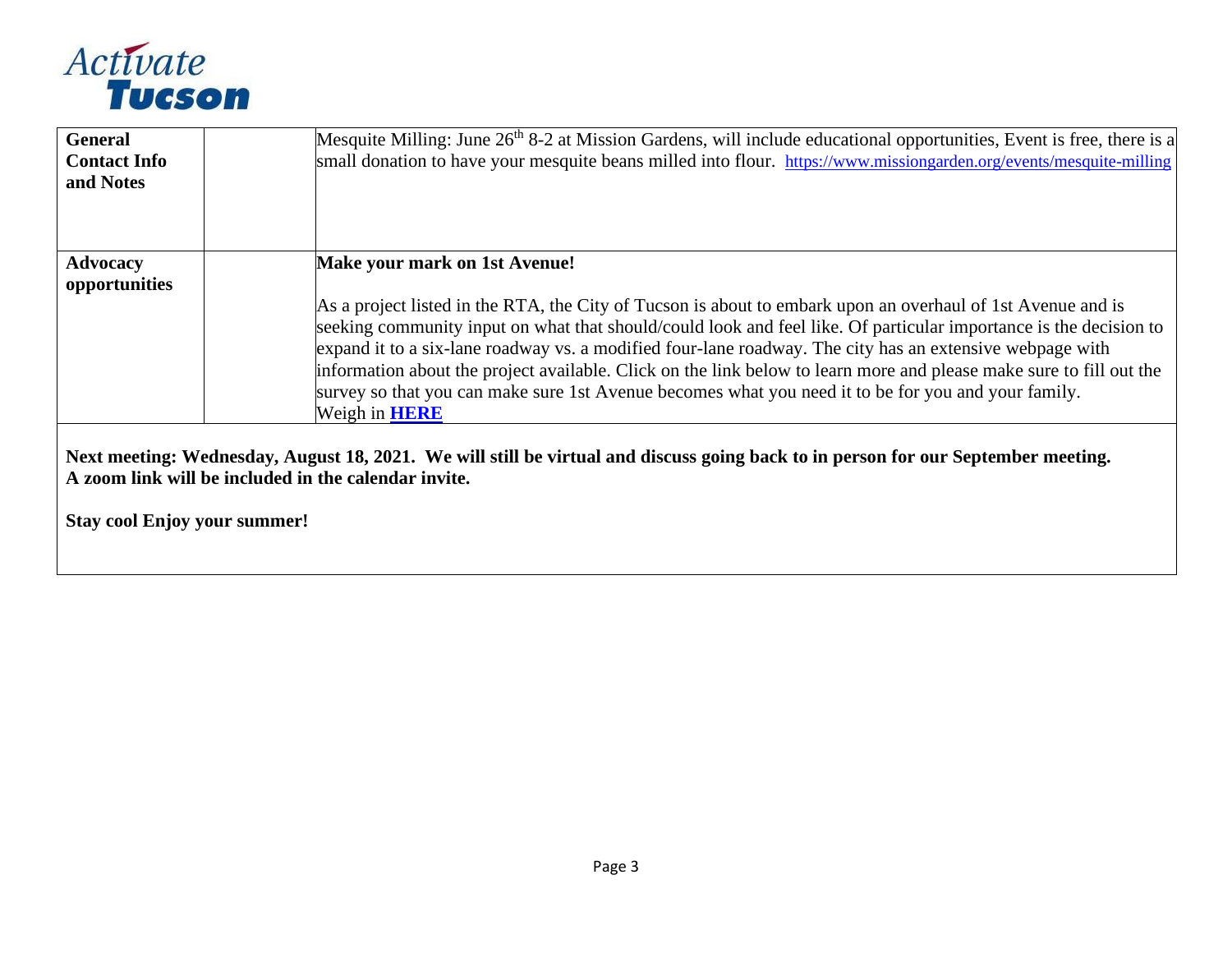| | | |
|---|---|---|
| **General Contact Info and Notes** | | Mesquite Milling: June 26th 8-2 at Mission Gardens, will include educational opportunities, Event is free, there is a small donation to have your mesquite beans milled into flour. https://www.missiongarden.org/events/mesquite-milling |
| **Advocacy opportunities** | | **Make your mark on 1st Avenue!**<br><br>As a project listed in the RTA, the City of Tucson is about to embark upon an overhaul of 1st Avenue and is seeking community input on what that should/could look and feel like. Of particular importance is the decision to expand it to a six-lane roadway vs. a modified four-lane roadway. The city has an extensive webpage with information about the project available. Click on the link below to learn more and please make sure to fill out the survey so that you can make sure 1st Avenue becomes what you need it to be for you and your family.<br>Weigh in **HERE** |

**Next meeting: Wednesday, August 18, 2021. We will still be virtual and discuss going back to in person for our September meeting. A zoom link will be included in the calendar invite.**

**Stay cool Enjoy your summer!**